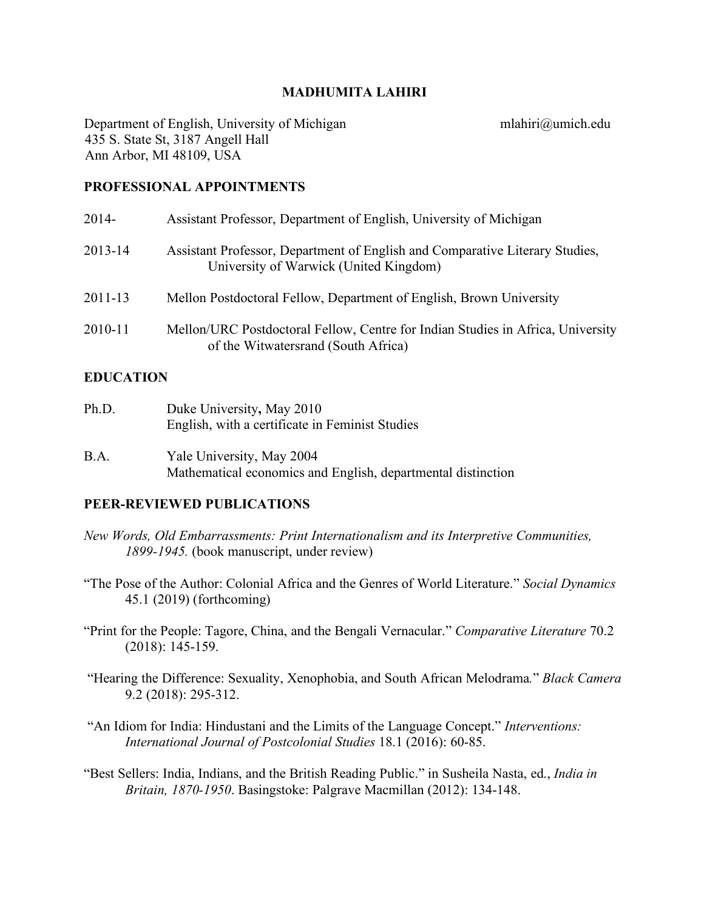# MADHUMITA LAHIRI

Department of English, University of Michigan
435 S. State St, 3187 Angell Hall
Ann Arbor, MI 48109, USA

mlahiri@umich.edu

## PROFESSIONAL APPOINTMENTS

2014- Assistant Professor, Department of English, University of Michigan

2013-14 Assistant Professor, Department of English and Comparative Literary Studies, University of Warwick (United Kingdom)

2011-13 Mellon Postdoctoral Fellow, Department of English, Brown University

2010-11 Mellon/URC Postdoctoral Fellow, Centre for Indian Studies in Africa, University of the Witwatersrand (South Africa)

## EDUCATION

Ph.D. Duke University**,** May 2010
English, with a certificate in Feminist Studies

B.A. Yale University, May 2004
Mathematical economics and English, departmental distinction

## PEER-REVIEWED PUBLICATIONS

*New Words, Old Embarrassments: Print Internationalism and its Interpretive Communities, 1899-1945.* (book manuscript, under review)

"The Pose of the Author: Colonial Africa and the Genres of World Literature." *Social Dynamics* 45.1 (2019) (forthcoming)

"Print for the People: Tagore, China, and the Bengali Vernacular." *Comparative Literature* 70.2 (2018): 145-159.

"Hearing the Difference: Sexuality, Xenophobia, and South African Melodrama*.*" *Black Camera* 9.2 (2018): 295-312.

"An Idiom for India: Hindustani and the Limits of the Language Concept." *Interventions: International Journal of Postcolonial Studies* 18.1 (2016): 60-85.

"Best Sellers: India, Indians, and the British Reading Public." in Susheila Nasta, ed., *India in Britain, 1870-1950*. Basingstoke: Palgrave Macmillan (2012): 134-148.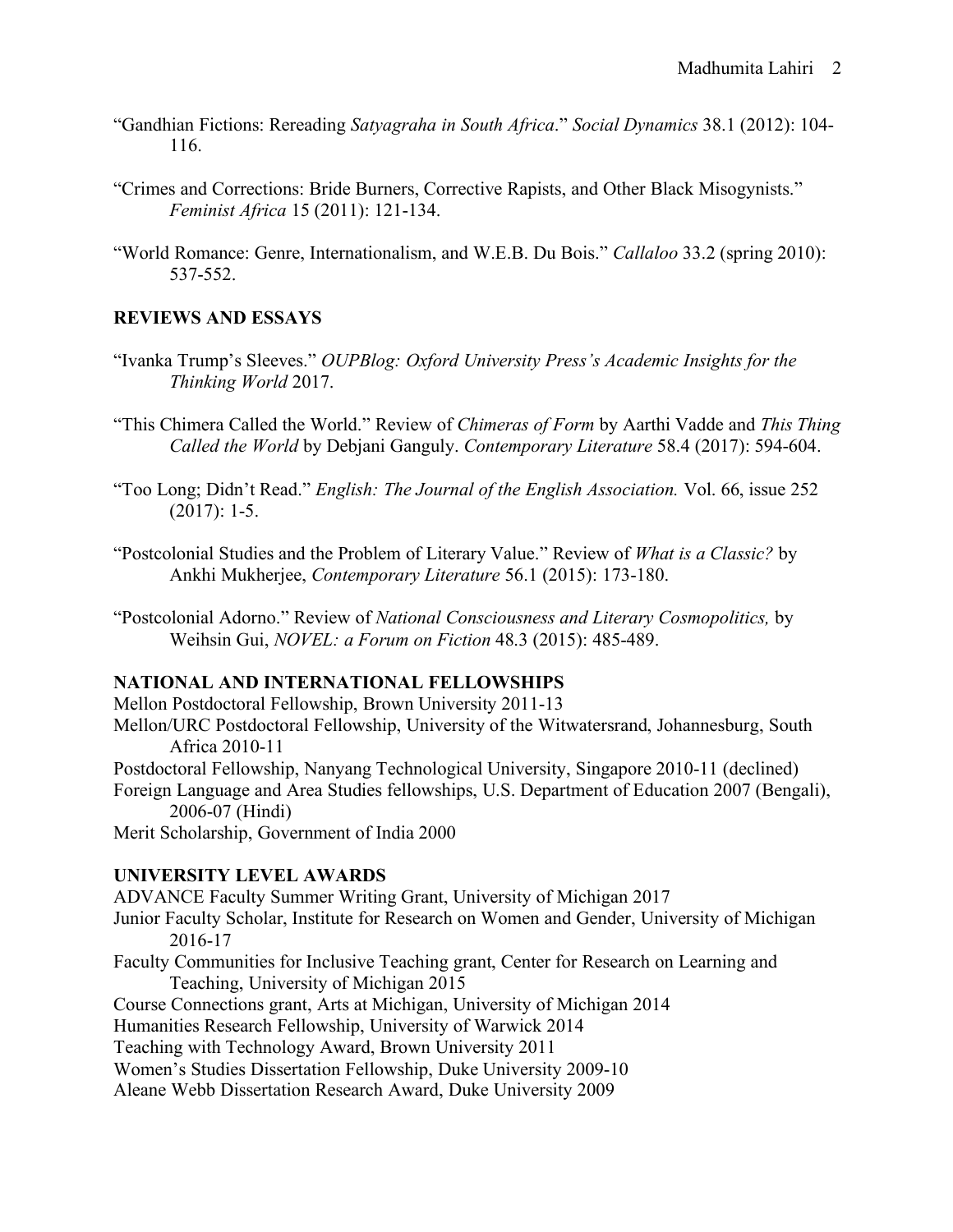"Gandhian Fictions: Rereading *Satyagraha in South Africa*." *Social Dynamics* 38.1 (2012): 104-116.

"Crimes and Corrections: Bride Burners, Corrective Rapists, and Other Black Misogynists." *Feminist Africa* 15 (2011): 121-134.

"World Romance: Genre, Internationalism, and W.E.B. Du Bois." *Callaloo* 33.2 (spring 2010): 537-552.

## REVIEWS AND ESSAYS

"Ivanka Trump's Sleeves." *OUPBlog: Oxford University Press's Academic Insights for the Thinking World* 2017.

"This Chimera Called the World." Review of *Chimeras of Form* by Aarthi Vadde and *This Thing Called the World* by Debjani Ganguly. *Contemporary Literature* 58.4 (2017): 594-604.

"Too Long; Didn't Read." *English: The Journal of the English Association.* Vol. 66, issue 252 (2017): 1-5.

"Postcolonial Studies and the Problem of Literary Value." Review of *What is a Classic?* by Ankhi Mukherjee, *Contemporary Literature* 56.1 (2015): 173-180.

"Postcolonial Adorno." Review of *National Consciousness and Literary Cosmopolitics,* by Weihsin Gui, *NOVEL: a Forum on Fiction* 48.3 (2015): 485-489.

## NATIONAL AND INTERNATIONAL FELLOWSHIPS

Mellon Postdoctoral Fellowship, Brown University 2011-13
Mellon/URC Postdoctoral Fellowship, University of the Witwatersrand, Johannesburg, South Africa 2010-11
Postdoctoral Fellowship, Nanyang Technological University, Singapore 2010-11 (declined)
Foreign Language and Area Studies fellowships, U.S. Department of Education 2007 (Bengali), 2006-07 (Hindi)
Merit Scholarship, Government of India 2000

## UNIVERSITY LEVEL AWARDS

ADVANCE Faculty Summer Writing Grant, University of Michigan 2017
Junior Faculty Scholar, Institute for Research on Women and Gender, University of Michigan 2016-17
Faculty Communities for Inclusive Teaching grant, Center for Research on Learning and Teaching, University of Michigan 2015
Course Connections grant, Arts at Michigan, University of Michigan 2014
Humanities Research Fellowship, University of Warwick 2014
Teaching with Technology Award, Brown University 2011
Women's Studies Dissertation Fellowship, Duke University 2009-10
Aleane Webb Dissertation Research Award, Duke University 2009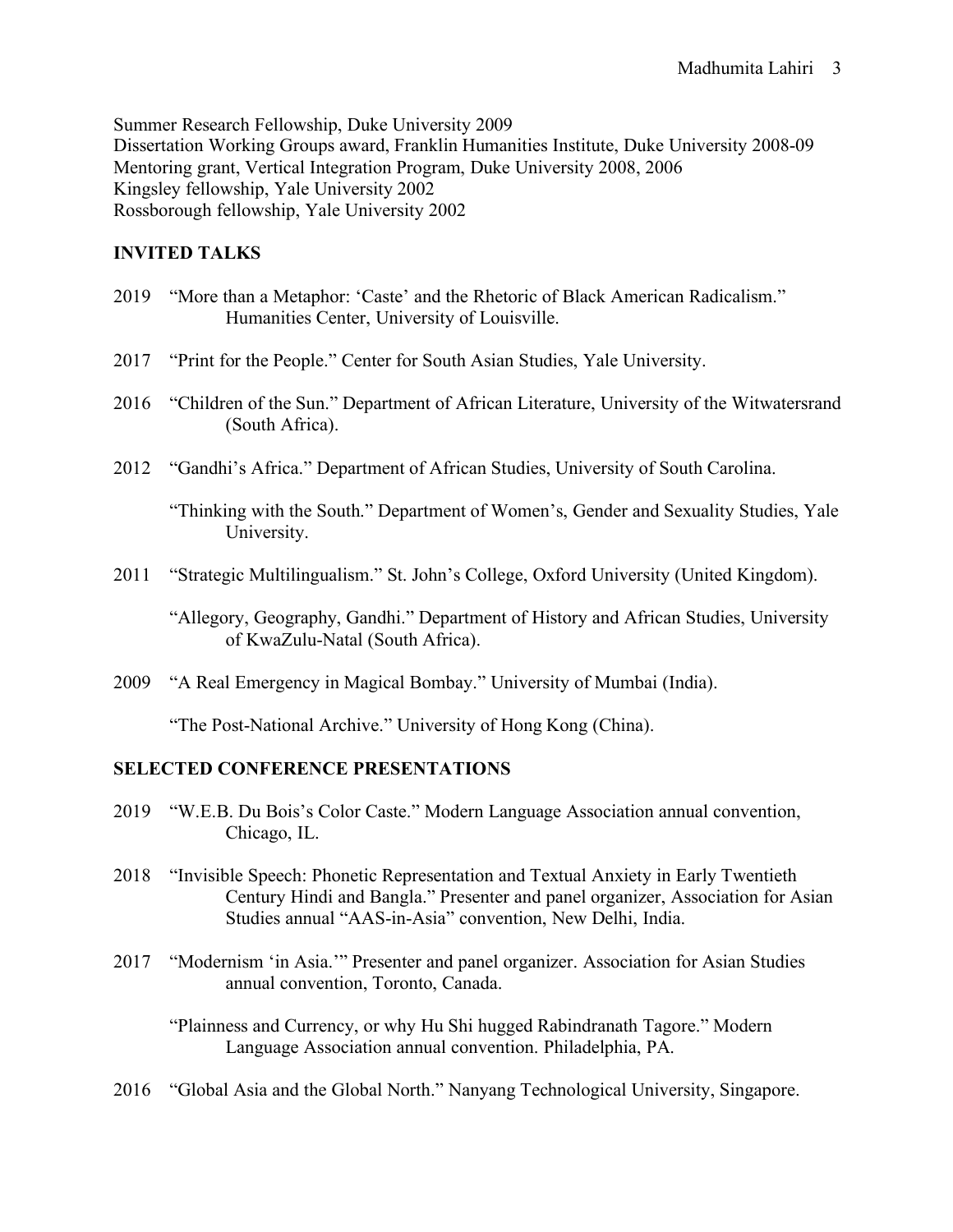Summer Research Fellowship, Duke University 2009
Dissertation Working Groups award, Franklin Humanities Institute, Duke University 2008-09
Mentoring grant, Vertical Integration Program, Duke University 2008, 2006
Kingsley fellowship, Yale University 2002
Rossborough fellowship, Yale University 2002

## INVITED TALKS

2019 "More than a Metaphor: 'Caste' and the Rhetoric of Black American Radicalism." Humanities Center, University of Louisville.

2017 "Print for the People." Center for South Asian Studies, Yale University.

2016 "Children of the Sun." Department of African Literature, University of the Witwatersrand (South Africa).

2012 "Gandhi's Africa." Department of African Studies, University of South Carolina.

"Thinking with the South." Department of Women's, Gender and Sexuality Studies, Yale University.

2011 "Strategic Multilingualism." St. John's College, Oxford University (United Kingdom).

"Allegory, Geography, Gandhi." Department of History and African Studies, University of KwaZulu-Natal (South Africa).

2009 "A Real Emergency in Magical Bombay." University of Mumbai (India).

"The Post-National Archive." University of Hong Kong (China).

## SELECTED CONFERENCE PRESENTATIONS

2019 "W.E.B. Du Bois's Color Caste." Modern Language Association annual convention, Chicago, IL.

2018 "Invisible Speech: Phonetic Representation and Textual Anxiety in Early Twentieth Century Hindi and Bangla." Presenter and panel organizer, Association for Asian Studies annual "AAS-in-Asia" convention, New Delhi, India.

2017 "Modernism 'in Asia.'" Presenter and panel organizer. Association for Asian Studies annual convention, Toronto, Canada.

"Plainness and Currency, or why Hu Shi hugged Rabindranath Tagore." Modern Language Association annual convention. Philadelphia, PA.

2016 "Global Asia and the Global North." Nanyang Technological University, Singapore.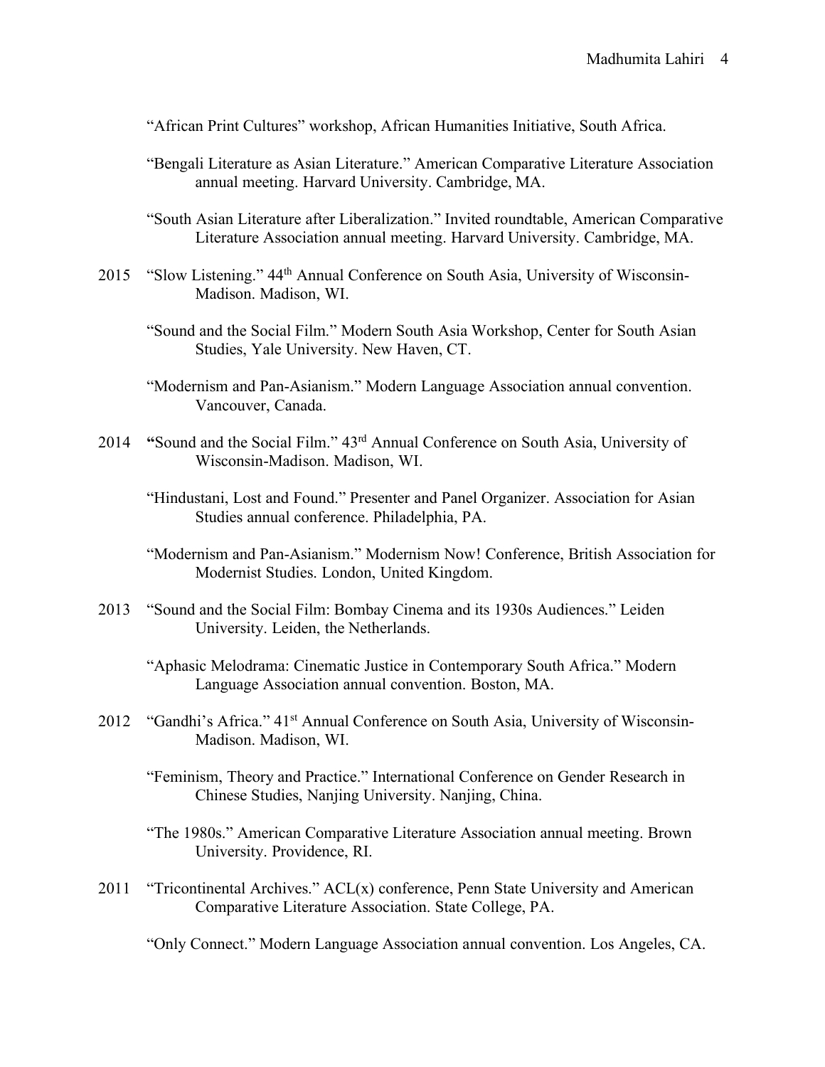"African Print Cultures" workshop, African Humanities Initiative, South Africa.

"Bengali Literature as Asian Literature." American Comparative Literature Association annual meeting. Harvard University. Cambridge, MA.

"South Asian Literature after Liberalization." Invited roundtable, American Comparative Literature Association annual meeting. Harvard University. Cambridge, MA.

2015 "Slow Listening." 44th Annual Conference on South Asia, University of Wisconsin-Madison. Madison, WI.

"Sound and the Social Film." Modern South Asia Workshop, Center for South Asian Studies, Yale University. New Haven, CT.

"Modernism and Pan-Asianism." Modern Language Association annual convention. Vancouver, Canada.

2014 "Sound and the Social Film." 43rd Annual Conference on South Asia, University of Wisconsin-Madison. Madison, WI.

"Hindustani, Lost and Found." Presenter and Panel Organizer. Association for Asian Studies annual conference. Philadelphia, PA.

"Modernism and Pan-Asianism." Modernism Now! Conference, British Association for Modernist Studies. London, United Kingdom.

2013 "Sound and the Social Film: Bombay Cinema and its 1930s Audiences." Leiden University. Leiden, the Netherlands.

"Aphasic Melodrama: Cinematic Justice in Contemporary South Africa." Modern Language Association annual convention. Boston, MA.

2012 "Gandhi's Africa." 41st Annual Conference on South Asia, University of Wisconsin-Madison. Madison, WI.

"Feminism, Theory and Practice." International Conference on Gender Research in Chinese Studies, Nanjing University. Nanjing, China.

"The 1980s." American Comparative Literature Association annual meeting. Brown University. Providence, RI.

2011 "Tricontinental Archives." ACL(x) conference, Penn State University and American Comparative Literature Association. State College, PA.

"Only Connect." Modern Language Association annual convention. Los Angeles, CA.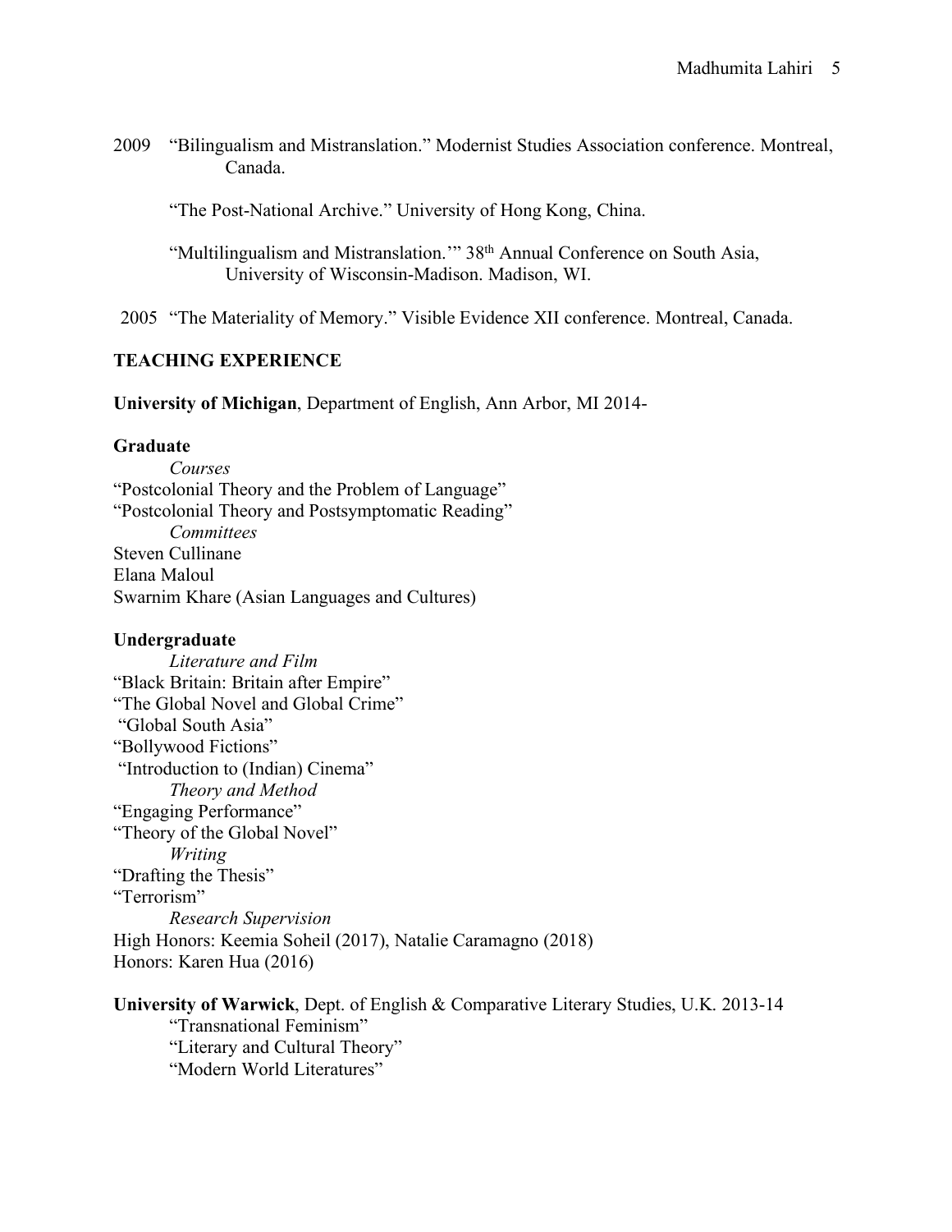2009 "Bilingualism and Mistranslation." Modernist Studies Association conference. Montreal, Canada.

"The Post-National Archive." University of Hong Kong, China.

"Multilingualism and Mistranslation.'" 38th Annual Conference on South Asia, University of Wisconsin-Madison. Madison, WI.

2005 "The Materiality of Memory." Visible Evidence XII conference. Montreal, Canada.

## TEACHING EXPERIENCE

**University of Michigan**, Department of English, Ann Arbor, MI 2014-

**Graduate**

*Courses*

"Postcolonial Theory and the Problem of Language"
"Postcolonial Theory and Postsymptomatic Reading"

*Committees*

Steven Cullinane
Elana Maloul
Swarnim Khare (Asian Languages and Cultures)

**Undergraduate**

*Literature and Film*

"Black Britain: Britain after Empire"
"The Global Novel and Global Crime"
"Global South Asia"
"Bollywood Fictions"
"Introduction to (Indian) Cinema"

*Theory and Method*

"Engaging Performance"
"Theory of the Global Novel"

*Writing*

"Drafting the Thesis"
"Terrorism"

*Research Supervision*

High Honors: Keemia Soheil (2017), Natalie Caramagno (2018)
Honors: Karen Hua (2016)

**University of Warwick**, Dept. of English & Comparative Literary Studies, U.K. 2013-14

"Transnational Feminism"
"Literary and Cultural Theory"
"Modern World Literatures"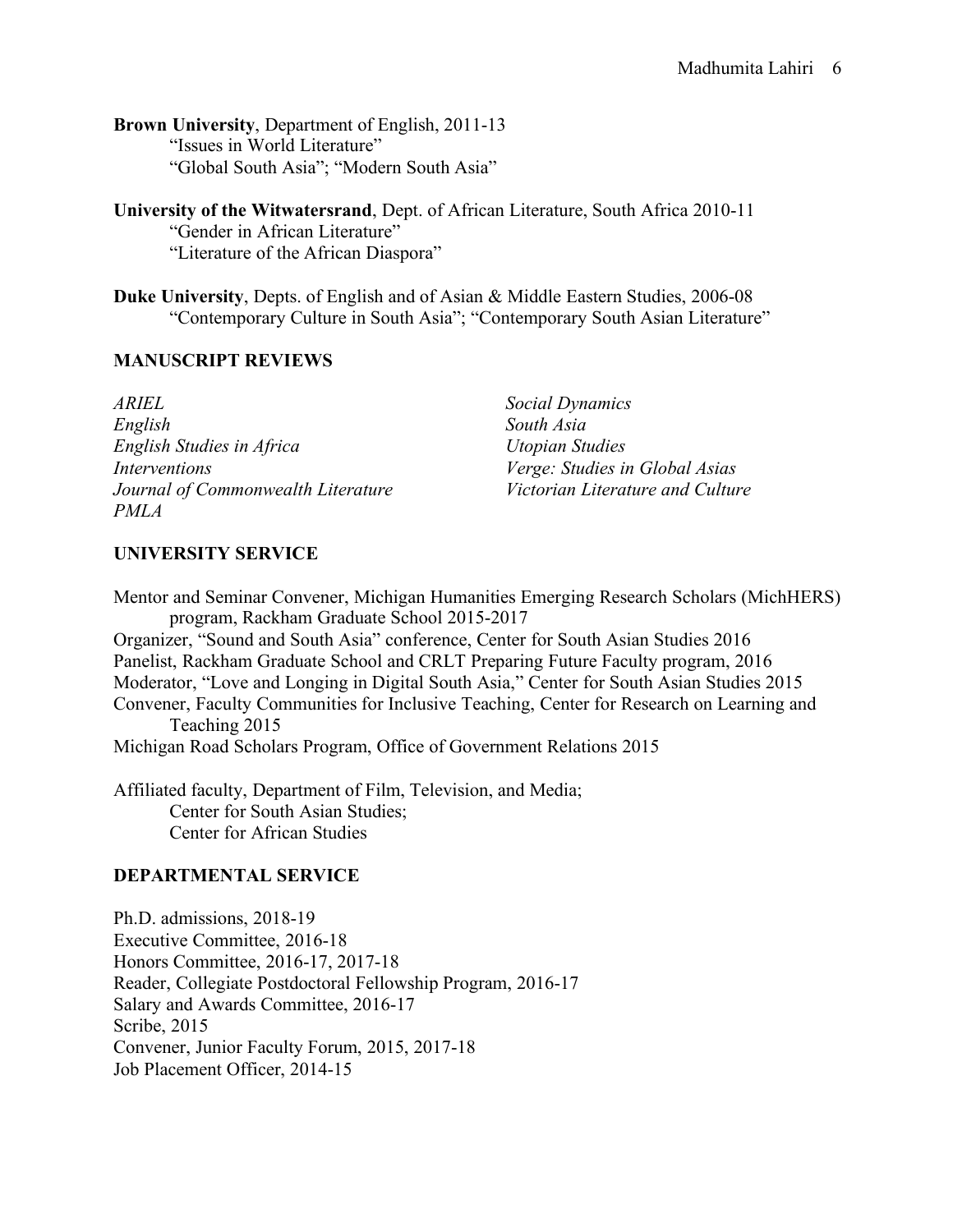**Brown University**, Department of English, 2011-13
"Issues in World Literature"
"Global South Asia"; "Modern South Asia"

**University of the Witwatersrand**, Dept. of African Literature, South Africa 2010-11
"Gender in African Literature"
"Literature of the African Diaspora"

**Duke University**, Depts. of English and of Asian & Middle Eastern Studies, 2006-08
"Contemporary Culture in South Asia"; "Contemporary South Asian Literature"

## MANUSCRIPT REVIEWS

*ARIEL*
*English*
*English Studies in Africa*
*Interventions*
*Journal of Commonwealth Literature*
*PMLA*
*Social Dynamics*
*South Asia*
*Utopian Studies*
*Verge: Studies in Global Asias*
*Victorian Literature and Culture*

## UNIVERSITY SERVICE

Mentor and Seminar Convener, Michigan Humanities Emerging Research Scholars (MichHERS) program, Rackham Graduate School 2015-2017
Organizer, "Sound and South Asia" conference, Center for South Asian Studies 2016
Panelist, Rackham Graduate School and CRLT Preparing Future Faculty program, 2016
Moderator, "Love and Longing in Digital South Asia," Center for South Asian Studies 2015
Convener, Faculty Communities for Inclusive Teaching, Center for Research on Learning and Teaching 2015
Michigan Road Scholars Program, Office of Government Relations 2015

Affiliated faculty, Department of Film, Television, and Media;
Center for South Asian Studies;
Center for African Studies

## DEPARTMENTAL SERVICE

Ph.D. admissions, 2018-19
Executive Committee, 2016-18
Honors Committee, 2016-17, 2017-18
Reader, Collegiate Postdoctoral Fellowship Program, 2016-17
Salary and Awards Committee, 2016-17
Scribe, 2015
Convener, Junior Faculty Forum, 2015, 2017-18
Job Placement Officer, 2014-15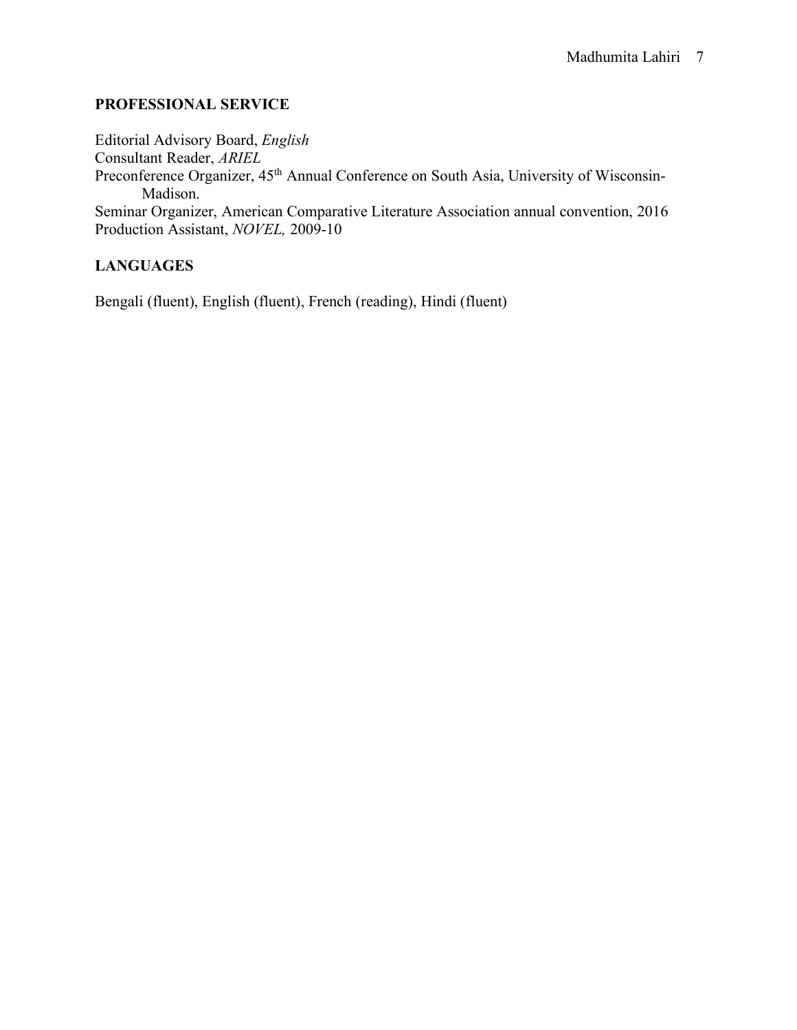## PROFESSIONAL SERVICE

Editorial Advisory Board, *English*
Consultant Reader, *ARIEL*
Preconference Organizer, 45th Annual Conference on South Asia, University of Wisconsin-Madison.
Seminar Organizer, American Comparative Literature Association annual convention, 2016
Production Assistant, *NOVEL,* 2009-10

## LANGUAGES

Bengali (fluent), English (fluent), French (reading), Hindi (fluent)